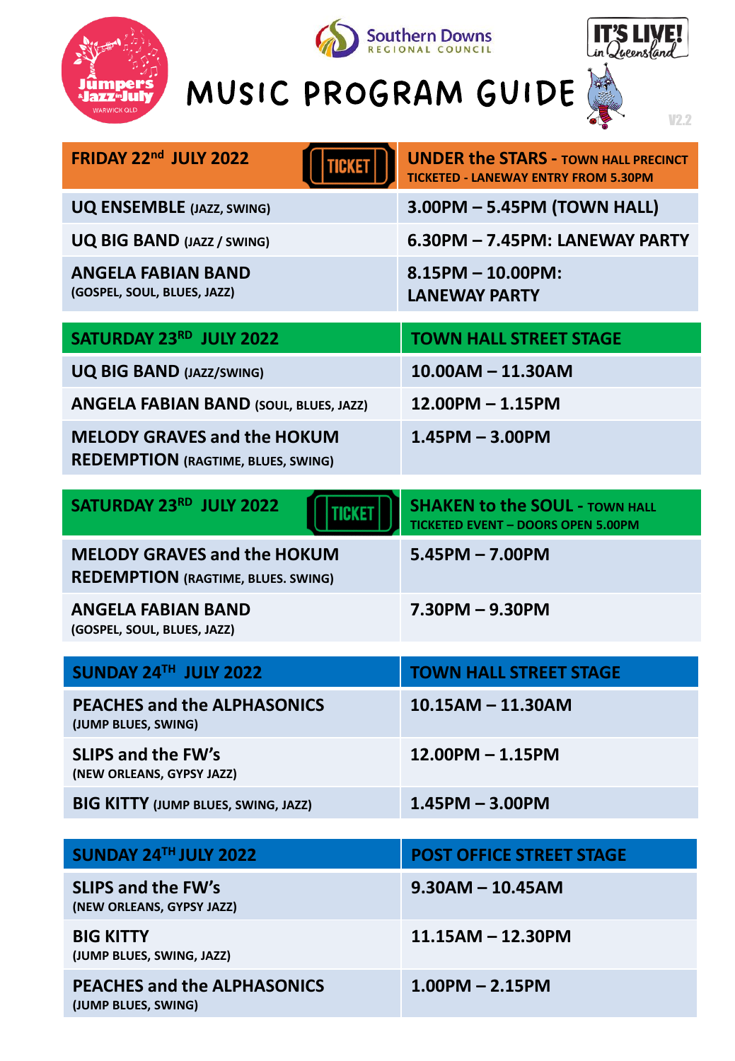# MUSIC PROGRAM GUIDE

V2.2

| FRIDAY 22nd JULY 2022 (TICKET) | UNDER the STARS - TOWN HALL PRECINCT TICKETED - LANEWAY ENTRY FROM 5.30PM |
|---|---|
| **UQ ENSEMBLE** (JAZZ, SWING) | 3.00PM – 5.45PM (TOWN HALL) |
| **UQ BIG BAND** (JAZZ / SWING) | 6.30PM – 7.45PM: LANEWAY PARTY |
| **ANGELA FABIAN BAND** (GOSPEL, SOUL, BLUES, JAZZ) | 8.15PM – 10.00PM: LANEWAY PARTY |

| SATURDAY 23RD JULY 2022 | TOWN HALL STREET STAGE |
|---|---|
| **UQ BIG BAND** (JAZZ/SWING) | 10.00AM – 11.30AM |
| **ANGELA FABIAN BAND** (SOUL, BLUES, JAZZ) | 12.00PM – 1.15PM |
| **MELODY GRAVES and the HOKUM REDEMPTION** (RAGTIME, BLUES, SWING) | 1.45PM – 3.00PM |

| SATURDAY 23RD JULY 2022 (TICKET) | SHAKEN to the SOUL - TOWN HALL TICKETED EVENT – DOORS OPEN 5.00PM |
|---|---|
| **MELODY GRAVES and the HOKUM REDEMPTION** (RAGTIME, BLUES. SWING) | 5.45PM – 7.00PM |
| **ANGELA FABIAN BAND** (GOSPEL, SOUL, BLUES, JAZZ) | 7.30PM – 9.30PM |

| SUNDAY 24TH JULY 2022 | TOWN HALL STREET STAGE |
|---|---|
| **PEACHES and the ALPHASONICS** (JUMP BLUES, SWING) | 10.15AM – 11.30AM |
| **SLIPS and the FW's** (NEW ORLEANS, GYPSY JAZZ) | 12.00PM – 1.15PM |
| **BIG KITTY** (JUMP BLUES, SWING, JAZZ) | 1.45PM – 3.00PM |

| SUNDAY 24TH JULY 2022 | POST OFFICE STREET STAGE |
|---|---|
| **SLIPS and the FW's** (NEW ORLEANS, GYPSY JAZZ) | 9.30AM – 10.45AM |
| **BIG KITTY** (JUMP BLUES, SWING, JAZZ) | 11.15AM – 12.30PM |
| **PEACHES and the ALPHASONICS** (JUMP BLUES, SWING) | 1.00PM – 2.15PM |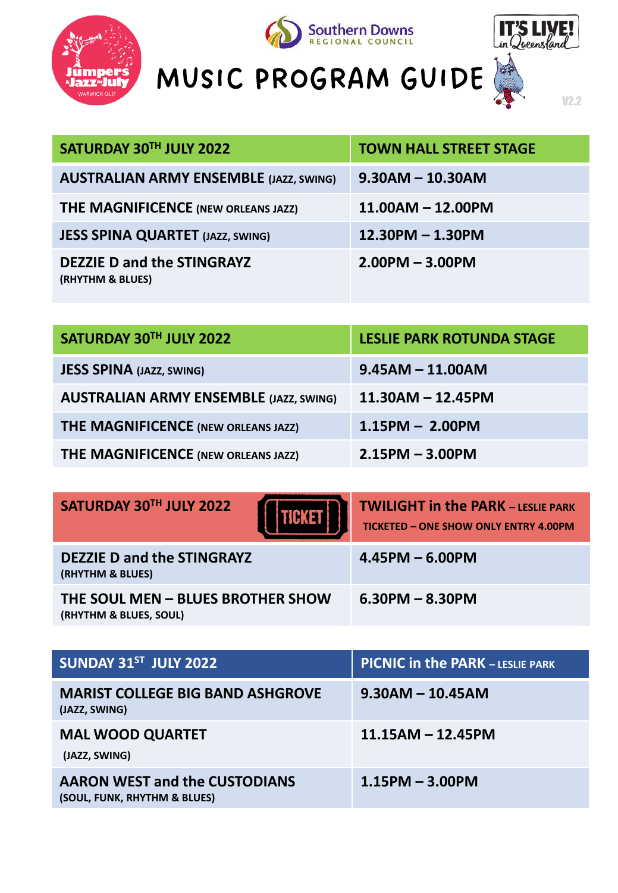# MUSIC PROGRAM GUIDE

V2.2

| SATURDAY 30TH JULY 2022 | TOWN HALL STREET STAGE |
| --- | --- |
| AUSTRALIAN ARMY ENSEMBLE (JAZZ, SWING) | 9.30AM – 10.30AM |
| THE MAGNIFICENCE (NEW ORLEANS JAZZ) | 11.00AM – 12.00PM |
| JESS SPINA QUARTET (JAZZ, SWING) | 12.30PM – 1.30PM |
| DEZZIE D and the STINGRAYZ (RHYTHM & BLUES) | 2.00PM – 3.00PM |

| SATURDAY 30TH JULY 2022 | LESLIE PARK ROTUNDA STAGE |
| --- | --- |
| JESS SPINA (JAZZ, SWING) | 9.45AM – 11.00AM |
| AUSTRALIAN ARMY ENSEMBLE (JAZZ, SWING) | 11.30AM – 12.45PM |
| THE MAGNIFICENCE (NEW ORLEANS JAZZ) | 1.15PM – 2.00PM |
| THE MAGNIFICENCE (NEW ORLEANS JAZZ) | 2.15PM – 3.00PM |

| SATURDAY 30TH JULY 2022 (TICKET) | TWILIGHT in the PARK – LESLIE PARK<br>TICKETED – ONE SHOW ONLY ENTRY 4.00PM |
| --- | --- |
| DEZZIE D and the STINGRAYZ (RHYTHM & BLUES) | 4.45PM – 6.00PM |
| THE SOUL MEN – BLUES BROTHER SHOW (RHYTHM & BLUES, SOUL) | 6.30PM – 8.30PM |

| SUNDAY 31ST JULY 2022 | PICNIC in the PARK – LESLIE PARK |
| --- | --- |
| MARIST COLLEGE BIG BAND ASHGROVE (JAZZ, SWING) | 9.30AM – 10.45AM |
| MAL WOOD QUARTET (JAZZ, SWING) | 11.15AM – 12.45PM |
| AARON WEST and the CUSTODIANS (SOUL, FUNK, RHYTHM & BLUES) | 1.15PM – 3.00PM |